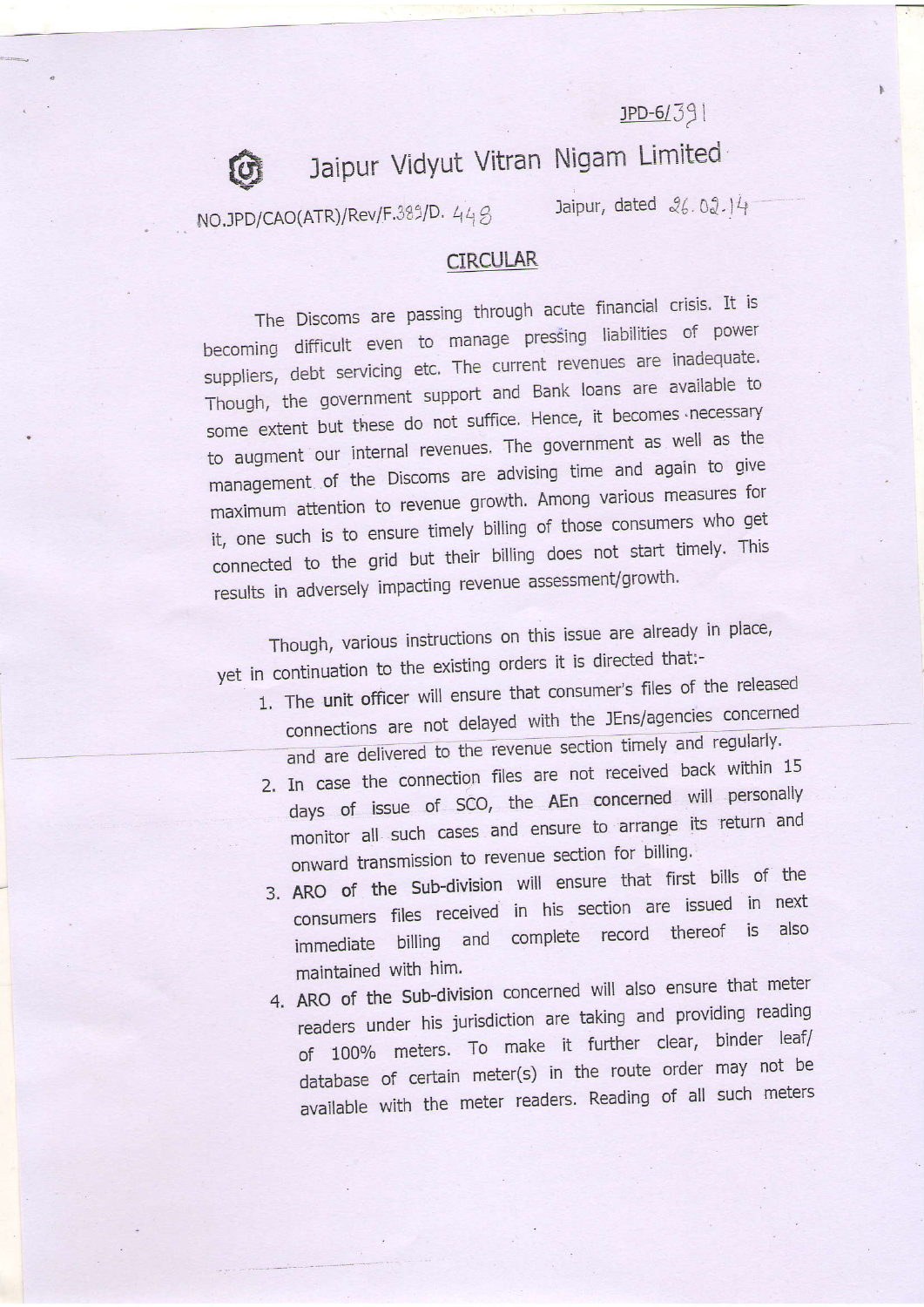JPD-6/391

# Jaipur Vidyut Vitran Nigam Limited

NO.JPD/CAO(ATR)/Rev/F.383/D. 448 Jaipur, dated 26.02.14

## CIRCULAR

The Discoms are passing through acute financial crisis. It is becoming difficult even to manage pressing liabilities of power suppliers, debt servicing etc. The current revenues are inadequate. Though, the government support and Bank loans are available to some extent but these do not suffice. Hence, it becomes necessary to augment our internal revenues. The government as well as the management of the Discoms are advising time and again to give maximum attention to revenue growth. Among various measures for it, one such is to ensure timely billing of those consumers who get connected to the grid but their billing does not start timely. This results in adversely impacting revenue assessment/growth.

Though, various instructions on this issue are already in place, yet in continuation to the existing orders it is directed that:-

1. The **unit officer** will ensure that consumer's files of the released connections are not delayed with the JEns/agencies concerned and are delivered to the revenue section timely and regularly.
2. In case the connection files are not received back within 15 days of issue of SCO, the **AEn concerned** will personally monitor all such cases and ensure to arrange its return and onward transmission to revenue section for billing.
3. **ARO of the Sub-division** will ensure that first bills of the consumers files received in his section are issued in next immediate billing and complete record thereof is also maintained with him.
4. **ARO of the Sub-division** concerned will also ensure that meter readers under his jurisdiction are taking and providing reading of 100% meters. To make it further clear, binder leaf/ database of certain meter(s) in the route order may not be available with the meter readers. Reading of all such meters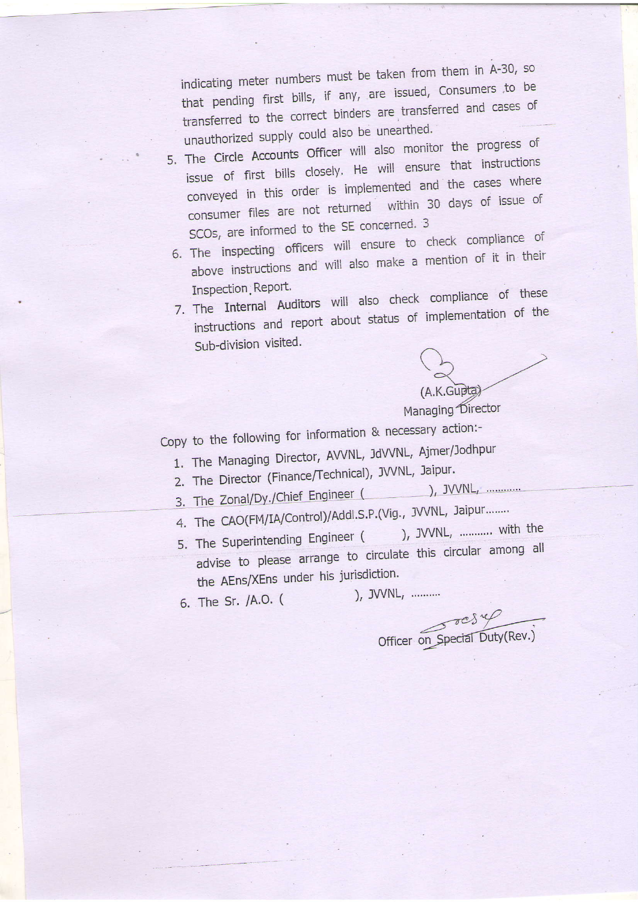indicating meter numbers must be taken from them in A-30, so that pending first bills, if any, are issued, Consumers to be transferred to the correct binders are transferred and cases of unauthorized supply could also be unearthed.

5. The Circle Accounts Officer will also monitor the progress of issue of first bills closely. He will ensure that instructions conveyed in this order is implemented and the cases where consumer files are not returned within 30 days of issue of SCOs, are informed to the SE concerned. 3
6. The inspecting officers will ensure to check compliance of above instructions and will also make a mention of it in their Inspection Report.
7. The Internal Auditors will also check compliance of these instructions and report about status of implementation of the Sub-division visited.

(A.K.Gupta)
Managing Director

Copy to the following for information & necessary action:-

1. The Managing Director, AVVNL, JdVVNL, Ajmer/Jodhpur
2. The Director (Finance/Technical), JVVNL, Jaipur.
3. The Zonal/Dy./Chief Engineer ( ), JVVNL, ..........
4. The CAO(FM/IA/Control)/Addl.S.P.(Vig., JVVNL, Jaipur........
5. The Superintending Engineer ( ), JVVNL, .......... with the advise to please arrange to circulate this circular among all the AEns/XEns under his jurisdiction.
6. The Sr. /A.O. ( ), JVVNL, .........

Officer on Special Duty(Rev.)